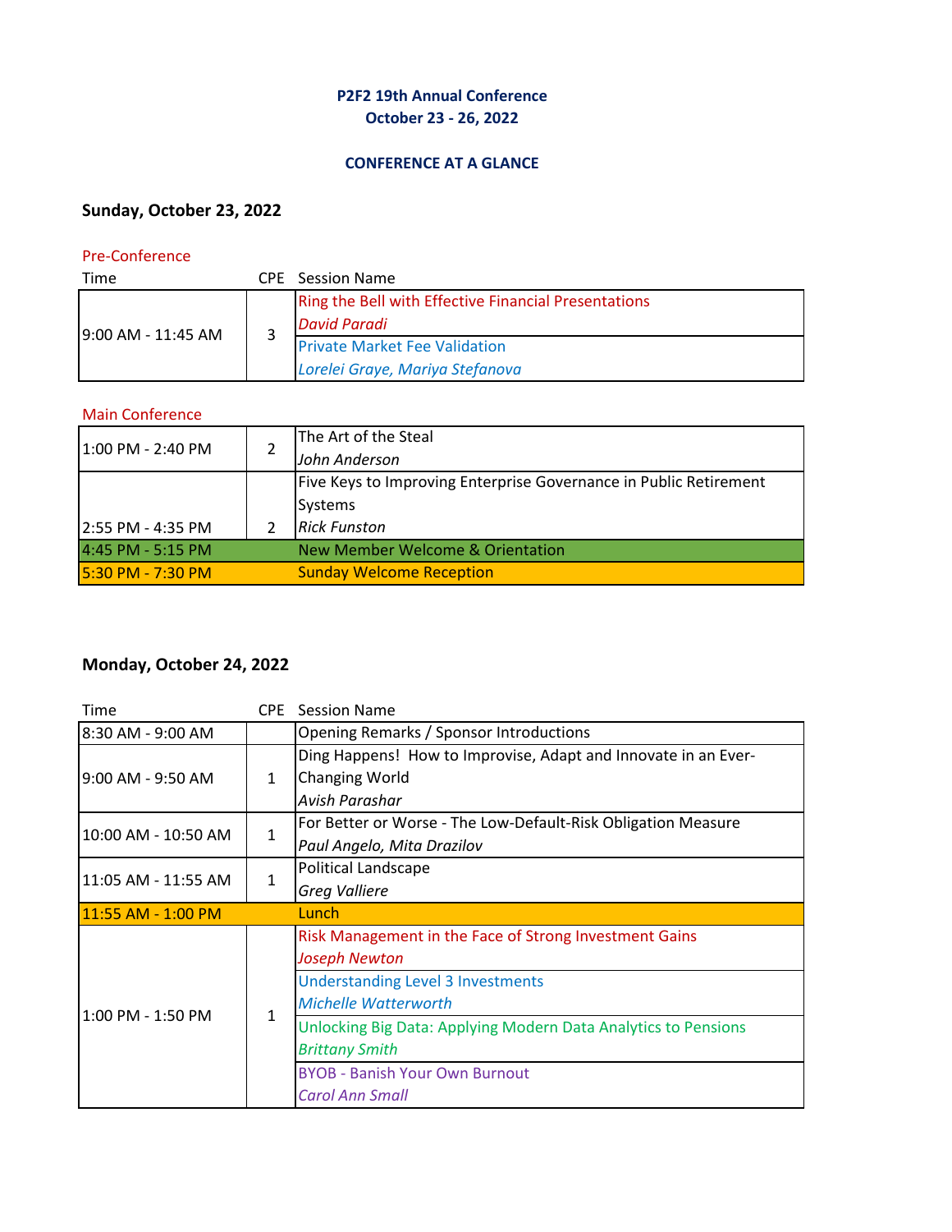**P2F2 19th Annual Conference**
**October 23 - 26, 2022**

**CONFERENCE AT A GLANCE**

## Sunday, October 23, 2022

Pre-Conference

| Time | CPE | Session Name |
|---|---|---|
| 9:00 AM - 11:45 AM | 3 | Ring the Bell with Effective Financial Presentations<br>*David Paradi* |
| | | Private Market Fee Validation<br>*Lorelei Graye, Mariya Stefanova* |

Main Conference

| Time | CPE | Session Name |
|---|---|---|
| 1:00 PM - 2:40 PM | 2 | The Art of the Steal<br>*John Anderson* |
| 2:55 PM - 4:35 PM | 2 | Five Keys to Improving Enterprise Governance in Public Retirement Systems<br>*Rick Funston* |
| 4:45 PM - 5:15 PM | | New Member Welcome & Orientation |
| 5:30 PM - 7:30 PM | | Sunday Welcome Reception |

## Monday, October 24, 2022

| Time | CPE | Session Name |
|---|---|---|
| 8:30 AM - 9:00 AM | | Opening Remarks / Sponsor Introductions |
| 9:00 AM - 9:50 AM | 1 | Ding Happens! How to Improvise, Adapt and Innovate in an Ever-Changing World<br>*Avish Parashar* |
| 10:00 AM - 10:50 AM | 1 | For Better or Worse - The Low-Default-Risk Obligation Measure<br>*Paul Angelo, Mita Drazilov* |
| 11:05 AM - 11:55 AM | 1 | Political Landscape<br>*Greg Valliere* |
| 11:55 AM - 1:00 PM | | Lunch |
| 1:00 PM - 1:50 PM | 1 | Risk Management in the Face of Strong Investment Gains<br>*Joseph Newton* |
| | | Understanding Level 3 Investments<br>*Michelle Watterworth* |
| | | Unlocking Big Data: Applying Modern Data Analytics to Pensions<br>*Brittany Smith* |
| | | BYOB - Banish Your Own Burnout<br>*Carol Ann Small* |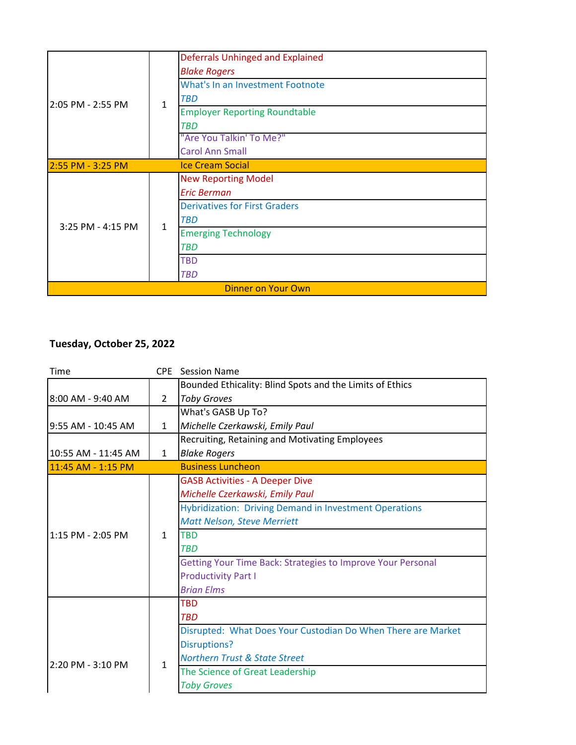| | | |
|---|---|---|
| 2:05 PM - 2:55 PM | 1 | Deferrals Unhinged and Explained<br>*Blake Rogers* |
| | | What's In an Investment Footnote<br>*TBD* |
| | | Employer Reporting Roundtable<br>*TBD* |
| | | "Are You Talkin' To Me?"<br>Carol Ann Small |
| 2:55 PM - 3:25 PM | | Ice Cream Social |
| 3:25 PM - 4:15 PM | 1 | New Reporting Model<br>*Eric Berman* |
| | | Derivatives for First Graders<br>*TBD* |
| | | Emerging Technology<br>*TBD* |
| | | TBD<br>*TBD* |
| Dinner on Your Own | | |

**Tuesday, October 25, 2022**

| Time | CPE | Session Name |
|---|---|---|
| 8:00 AM - 9:40 AM | 2 | Bounded Ethicality: Blind Spots and the Limits of Ethics<br>*Toby Groves* |
| 9:55 AM - 10:45 AM | 1 | What's GASB Up To?<br>*Michelle Czerkawski, Emily Paul* |
| 10:55 AM - 11:45 AM | 1 | Recruiting, Retaining and Motivating Employees<br>*Blake Rogers* |
| 11:45 AM - 1:15 PM | | Business Luncheon |
| 1:15 PM - 2:05 PM | 1 | GASB Activities - A Deeper Dive<br>*Michelle Czerkawski, Emily Paul* |
| | | Hybridization: Driving Demand in Investment Operations<br>*Matt Nelson, Steve Merriett* |
| | | TBD<br>*TBD* |
| | | Getting Your Time Back: Strategies to Improve Your Personal Productivity Part I<br>*Brian Elms* |
| 2:20 PM - 3:10 PM | 1 | TBD<br>*TBD* |
| | | Disrupted: What Does Your Custodian Do When There are Market Disruptions?<br>*Northern Trust & State Street* |
| | | The Science of Great Leadership<br>*Toby Groves* |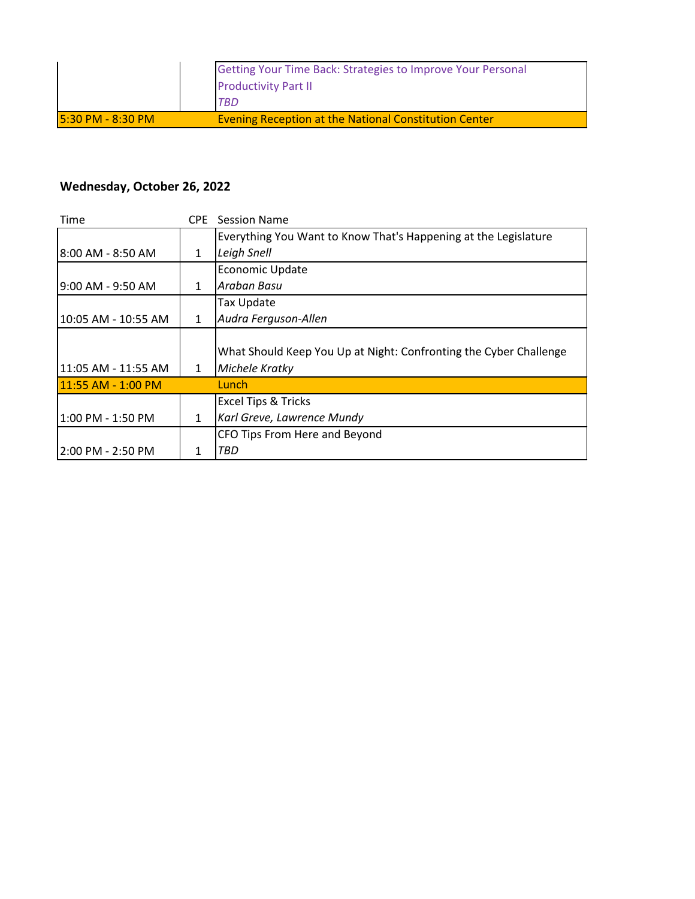| | | |
|---|---|---|
| | | Getting Your Time Back: Strategies to Improve Your Personal Productivity Part II *TBD* |
| 5:30 PM - 8:30 PM | | Evening Reception at the National Constitution Center |

**Wednesday, October 26, 2022**

| Time | CPE | Session Name |
|---|---|---|
| 8:00 AM - 8:50 AM | 1 | Everything You Want to Know That's Happening at the Legislature *Leigh Snell* |
| 9:00 AM - 9:50 AM | 1 | Economic Update *Araban Basu* |
| 10:05 AM - 10:55 AM | 1 | Tax Update *Audra Ferguson-Allen* |
| 11:05 AM - 11:55 AM | 1 | What Should Keep You Up at Night: Confronting the Cyber Challenge *Michele Kratky* |
| 11:55 AM - 1:00 PM | | Lunch |
| 1:00 PM - 1:50 PM | 1 | Excel Tips & Tricks *Karl Greve, Lawrence Mundy* |
| 2:00 PM - 2:50 PM | 1 | CFO Tips From Here and Beyond *TBD* |